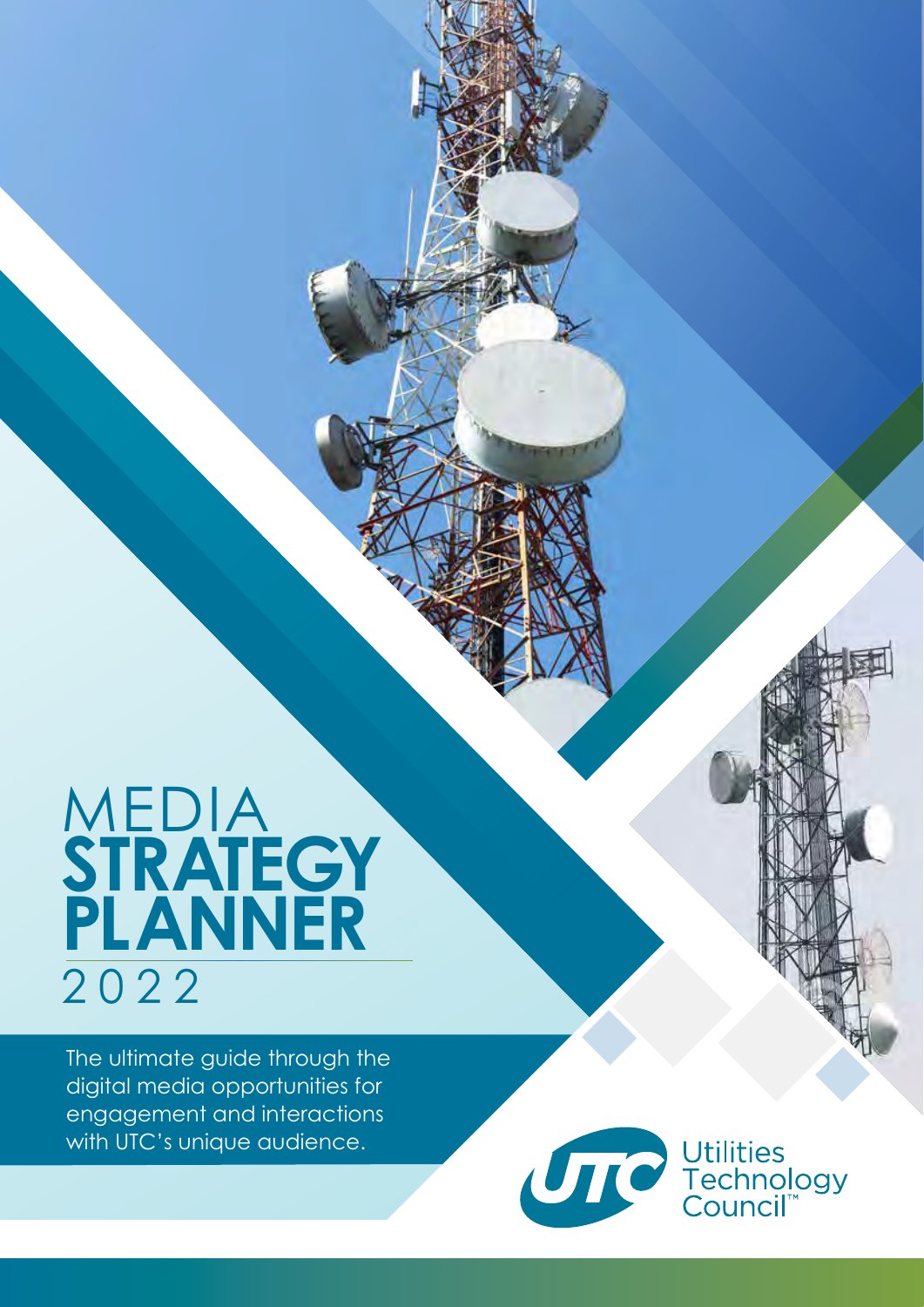# MEDIA **STRATEGY PLANNER** 2022

The ultimate guide through the digital media opportunities for engagement and interactions with UTC's unique audience.

Utilities Technology Council™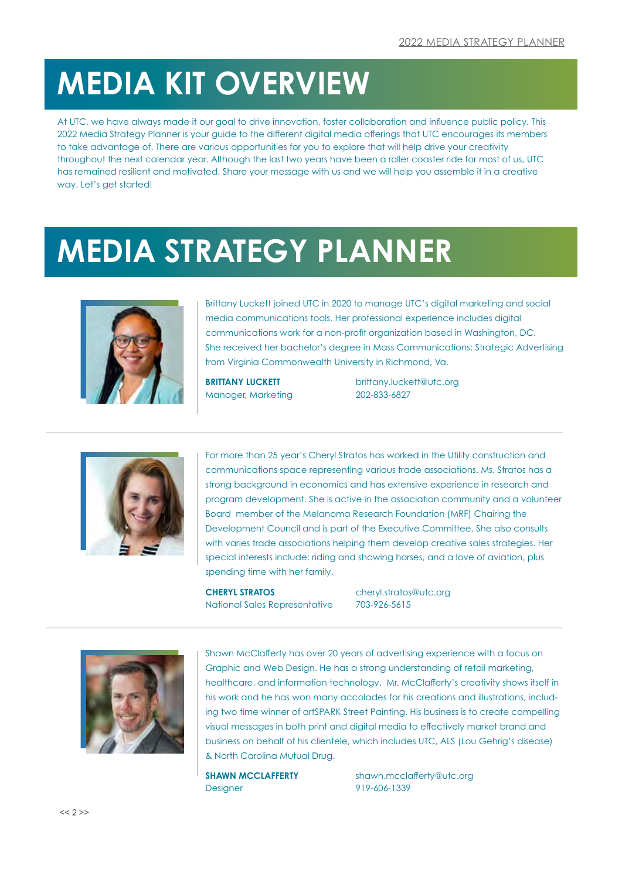# MEDIA KIT OVERVIEW

At UTC, we have always made it our goal to drive innovation, foster collaboration and influence public policy. This 2022 Media Strategy Planner is your guide to the different digital media offerings that UTC encourages its members to take advantage of. There are various opportunities for you to explore that will help drive your creativity throughout the next calendar year. Although the last two years have been a roller coaster ride for most of us, UTC has remained resilient and motivated. Share your message with us and we will help you assemble it in a creative way. Let's get started!

# MEDIA STRATEGY PLANNER

Brittany Luckett joined UTC in 2020 to manage UTC's digital marketing and social media communications tools. Her professional experience includes digital communications work for a non-profit organization based in Washington, DC. She received her bachelor's degree in Mass Communications: Strategic Advertising from Virginia Commonwealth University in Richmond, Va.

**BRITTANY LUCKETT**
Manager, Marketing

brittany.luckett@utc.org
202-833-6827

---

For more than 25 year's Cheryl Stratos has worked in the Utility construction and communications space representing various trade associations. Ms. Stratos has a strong background in economics and has extensive experience in research and program development. She is active in the association community and a volunteer Board member of the Melanoma Research Foundation (MRF) Chairing the Development Council and is part of the Executive Committee. She also consults with varies trade associations helping them develop creative sales strategies. Her special interests include: riding and showing horses, and a love of aviation, plus spending time with her family.

**CHERYL STRATOS**
National Sales Representative

cheryl.stratos@utc.org
703-926-5615

---

Shawn McClafferty has over 20 years of advertising experience with a focus on Graphic and Web Design. He has a strong understanding of retail marketing, healthcare, and information technology. Mr. McClafferty's creativity shows itself in his work and he has won many accolades for his creations and illustrations, including two time winner of artSPARK Street Painting. His business is to create compelling visual messages in both print and digital media to effectively market brand and business on behalf of his clientele, which includes UTC, ALS (Lou Gehrig's disease) & North Carolina Mutual Drug.

**SHAWN MCCLAFFERTY**
Designer

shawn.mcclafferty@utc.org
919-606-1339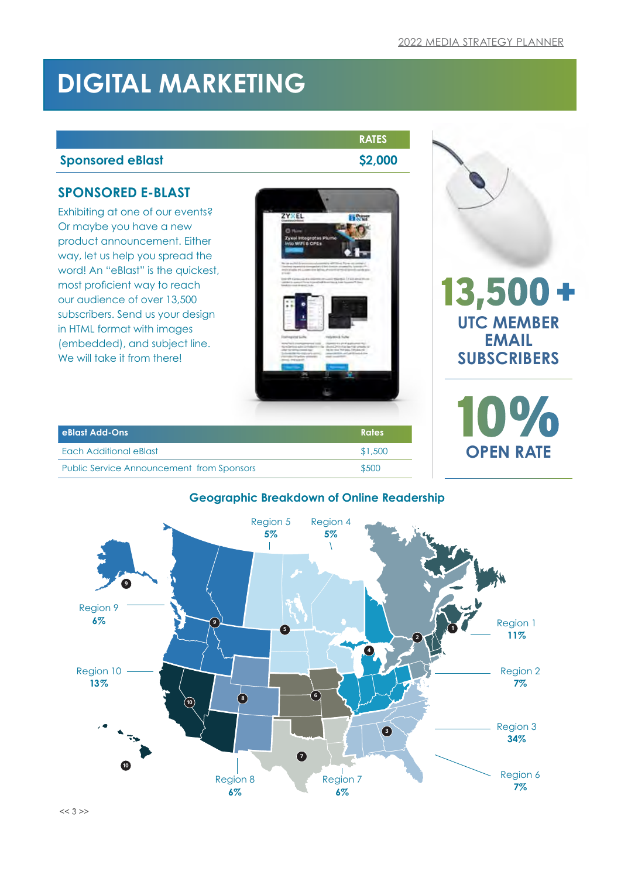# DIGITAL MARKETING

| | RATES |
|---|---|
| Sponsored eBlast | $2,000 |

## SPONSORED E-BLAST

Exhibiting at one of our events? Or maybe you have a new product announcement. Either way, let us help you spread the word! An "eBlast" is the quickest, most proficient way to reach our audience of over 13,500 subscribers. Send us your design in HTML format with images (embedded), and subject line. We will take it from there!

**13,500 +**
**UTC MEMBER EMAIL SUBSCRIBERS**

**10%**
**OPEN RATE**

| eBlast Add-Ons | Rates |
|---|---|
| Each Additional eBlast | $1,500 |
| Public Service Announcement from Sponsors | $500 |

### Geographic Breakdown of Online Readership

| Region | Share |
|---|---|
| Region 1 | 11% |
| Region 2 | 7% |
| Region 3 | 34% |
| Region 4 | 5% |
| Region 5 | 5% |
| Region 6 | 7% |
| Region 7 | 6% |
| Region 8 | 6% |
| Region 9 | 6% |
| Region 10 | 13% |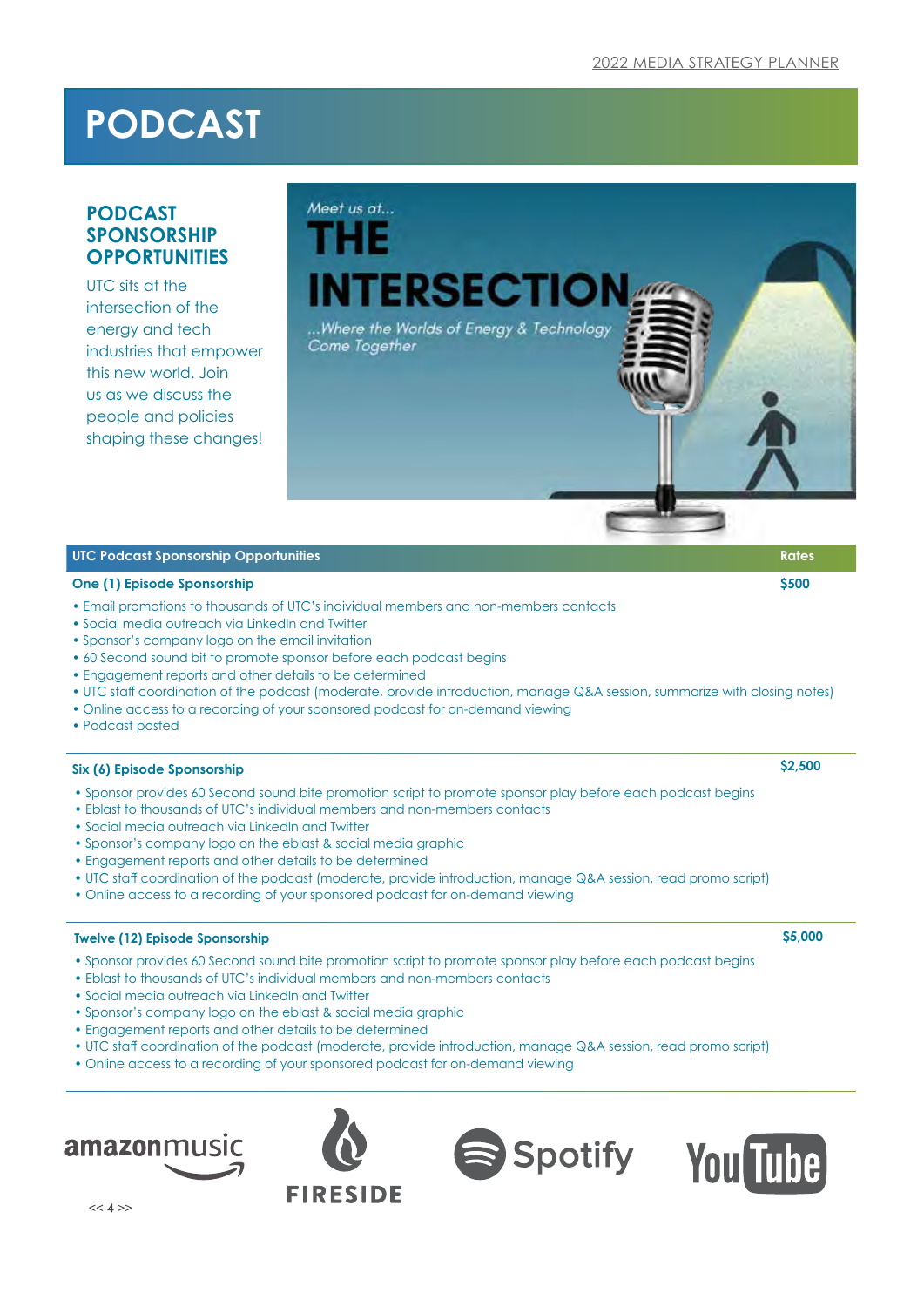# PODCAST

## PODCAST SPONSORSHIP OPPORTUNITIES

UTC sits at the intersection of the energy and tech industries that empower this new world. Join us as we discuss the people and policies shaping these changes!

Meet us at...

**THE INTERSECTION**

*...Where the Worlds of Energy & Technology Come Together*

| UTC Podcast Sponsorship Opportunities | Rates |
|---|---|
| **One (1) Episode Sponsorship** | **$500** |

- Email promotions to thousands of UTC's individual members and non-members contacts
- Social media outreach via LinkedIn and Twitter
- Sponsor's company logo on the email invitation
- 60 Second sound bit to promote sponsor before each podcast begins
- Engagement reports and other details to be determined
- UTC staff coordination of the podcast (moderate, provide introduction, manage Q&A session, summarize with closing notes)
- Online access to a recording of your sponsored podcast for on-demand viewing
- Podcast posted

| | |
|---|---|
| **Six (6) Episode Sponsorship** | **$2,500** |

- Sponsor provides 60 Second sound bite promotion script to promote sponsor play before each podcast begins
- Eblast to thousands of UTC's individual members and non-members contacts
- Social media outreach via LinkedIn and Twitter
- Sponsor's company logo on the eblast & social media graphic
- Engagement reports and other details to be determined
- UTC staff coordination of the podcast (moderate, provide introduction, manage Q&A session, read promo script)
- Online access to a recording of your sponsored podcast for on-demand viewing

| | |
|---|---|
| **Twelve (12) Episode Sponsorship** | **$5,000** |

- Sponsor provides 60 Second sound bite promotion script to promote sponsor play before each podcast begins
- Eblast to thousands of UTC's individual members and non-members contacts
- Social media outreach via LinkedIn and Twitter
- Sponsor's company logo on the eblast & social media graphic
- Engagement reports and other details to be determined
- UTC staff coordination of the podcast (moderate, provide introduction, manage Q&A session, read promo script)
- Online access to a recording of your sponsored podcast for on-demand viewing

amazonmusic FIRESIDE Spotify YouTube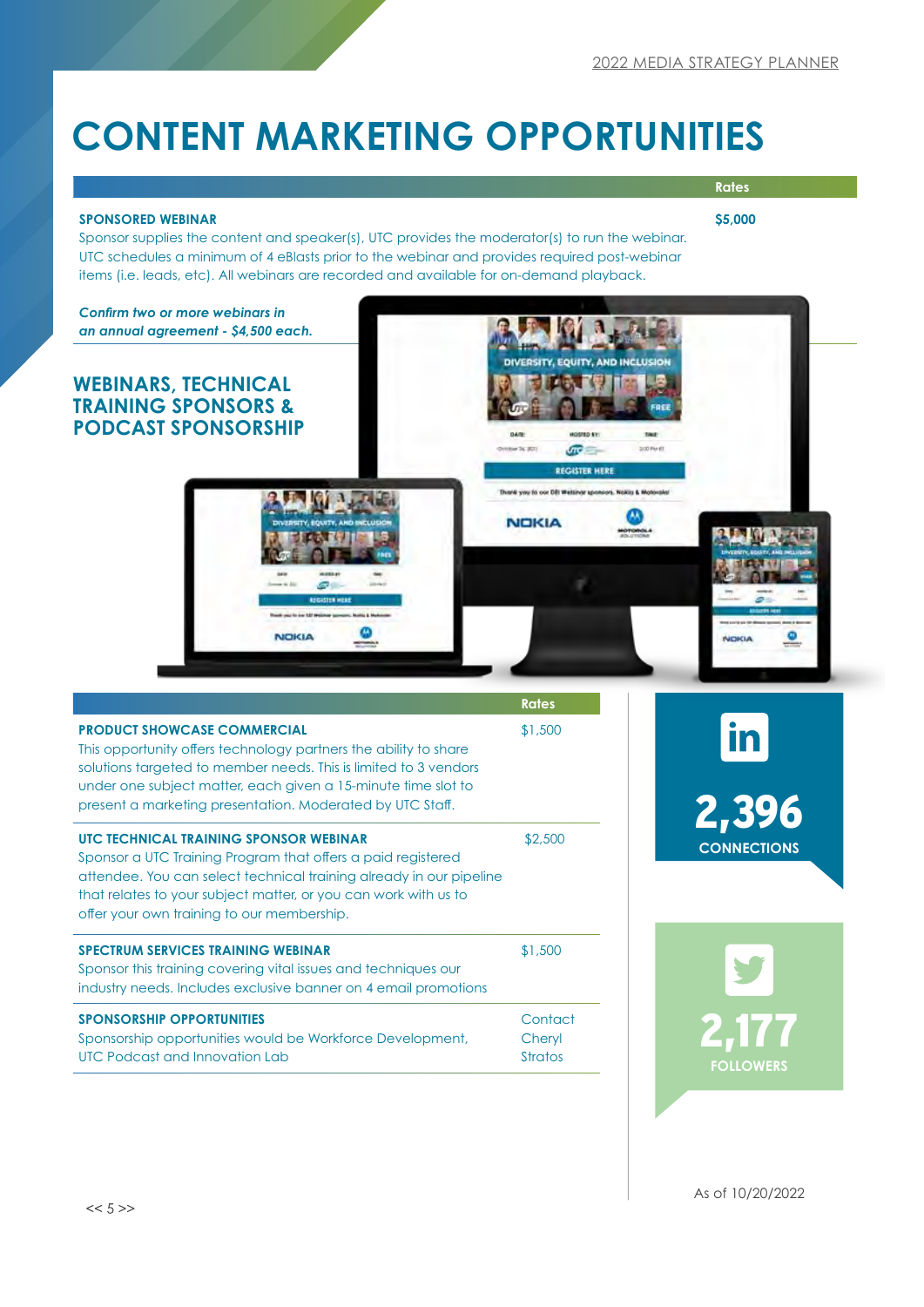# CONTENT MARKETING OPPORTUNITIES

| | Rates |
|---|---|
| **SPONSORED WEBINAR**<br>Sponsor supplies the content and speaker(s), UTC provides the moderator(s) to run the webinar. UTC schedules a minimum of 4 eBlasts prior to the webinar and provides required post-webinar items (i.e. leads, etc). All webinars are recorded and available for on-demand playback. | **$5,000** |

***Confirm two or more webinars in an annual agreement - $4,500 each.***

## WEBINARS, TECHNICAL TRAINING SPONSORS & PODCAST SPONSORSHIP

| | Rates |
|---|---|
| **PRODUCT SHOWCASE COMMERCIAL**<br>This opportunity offers technology partners the ability to share solutions targeted to member needs. This is limited to 3 vendors under one subject matter, each given a 15-minute time slot to present a marketing presentation. Moderated by UTC Staff. | $1,500 |
| **UTC TECHNICAL TRAINING SPONSOR WEBINAR**<br>Sponsor a UTC Training Program that offers a paid registered attendee. You can select technical training already in our pipeline that relates to your subject matter, or you can work with us to offer your own training to our membership. | $2,500 |
| **SPECTRUM SERVICES TRAINING WEBINAR**<br>Sponsor this training covering vital issues and techniques our industry needs. Includes exclusive banner on 4 email promotions | $1,500 |
| **SPONSORSHIP OPPORTUNITIES**<br>Sponsorship opportunities would be Workforce Development, UTC Podcast and Innovation Lab | Contact Cheryl Stratos |

**2,396**
**CONNECTIONS**

**2,177**
**FOLLOWERS**

As of 10/20/2022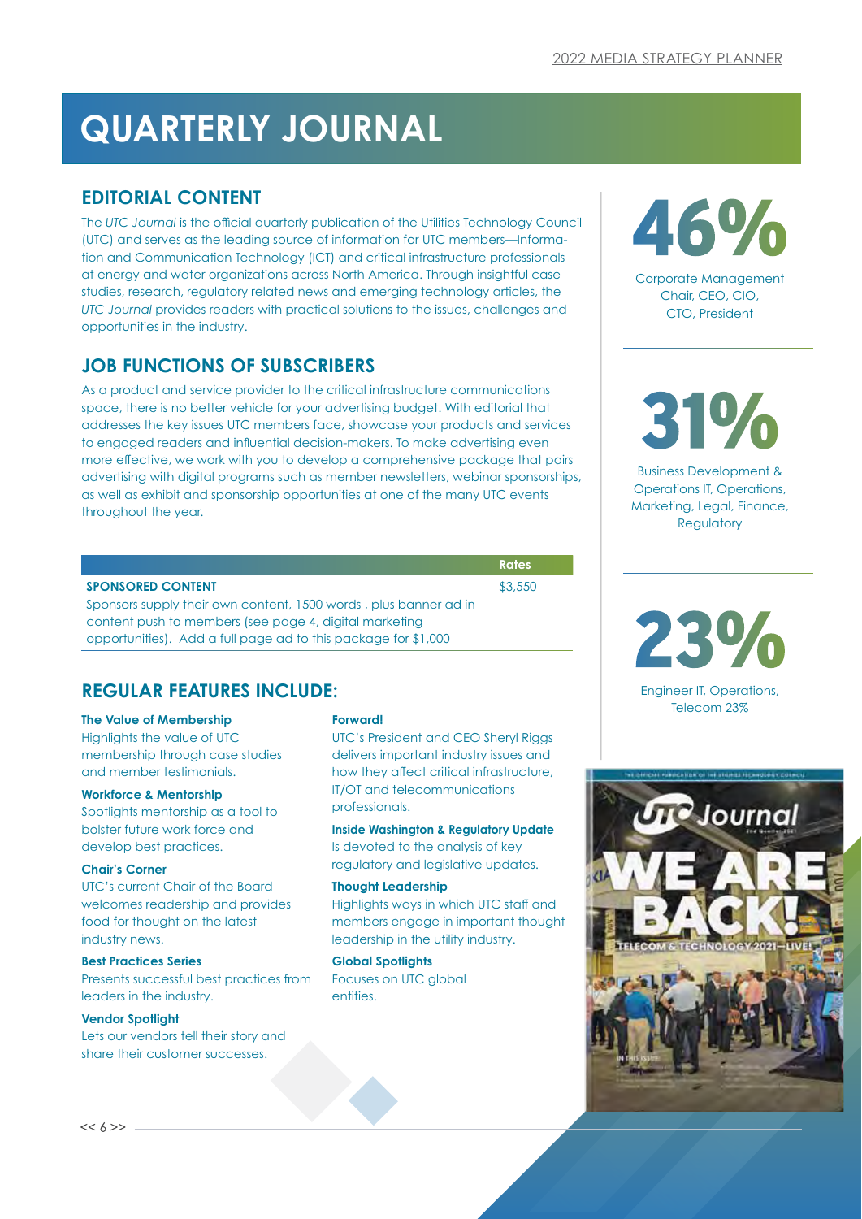# QUARTERLY JOURNAL

## EDITORIAL CONTENT

The *UTC Journal* is the official quarterly publication of the Utilities Technology Council (UTC) and serves as the leading source of information for UTC members—Information and Communication Technology (ICT) and critical infrastructure professionals at energy and water organizations across North America. Through insightful case studies, research, regulatory related news and emerging technology articles, the *UTC Journal* provides readers with practical solutions to the issues, challenges and opportunities in the industry.

## JOB FUNCTIONS OF SUBSCRIBERS

As a product and service provider to the critical infrastructure communications space, there is no better vehicle for your advertising budget. With editorial that addresses the key issues UTC members face, showcase your products and services to engaged readers and influential decision-makers. To make advertising even more effective, we work with you to develop a comprehensive package that pairs advertising with digital programs such as member newsletters, webinar sponsorships, as well as exhibit and sponsorship opportunities at one of the many UTC events throughout the year.

| | Rates |
|---|---|
| **SPONSORED CONTENT**<br>Sponsors supply their own content, 1500 words , plus banner ad in content push to members (see page 4, digital marketing opportunities). Add a full page ad to this package for $1,000 | $3,550 |

## REGULAR FEATURES INCLUDE:

**The Value of Membership**
Highlights the value of UTC membership through case studies and member testimonials.

**Workforce & Mentorship**
Spotlights mentorship as a tool to bolster future work force and develop best practices.

**Chair's Corner**
UTC's current Chair of the Board welcomes readership and provides food for thought on the latest industry news.

**Best Practices Series**
Presents successful best practices from leaders in the industry.

**Vendor Spotlight**
Lets our vendors tell their story and share their customer successes.

**Forward!**
UTC's President and CEO Sheryl Riggs delivers important industry issues and how they affect critical infrastructure, IT/OT and telecommunications professionals.

**Inside Washington & Regulatory Update**
Is devoted to the analysis of key regulatory and legislative updates.

**Thought Leadership**
Highlights ways in which UTC staff and members engage in important thought leadership in the utility industry.

**Global Spotlights**
Focuses on UTC global entities.

**46%**
Corporate Management Chair, CEO, CIO, CTO, President

**31%**
Business Development & Operations IT, Operations, Marketing, Legal, Finance, Regulatory

**23%**
Engineer IT, Operations, Telecom 23%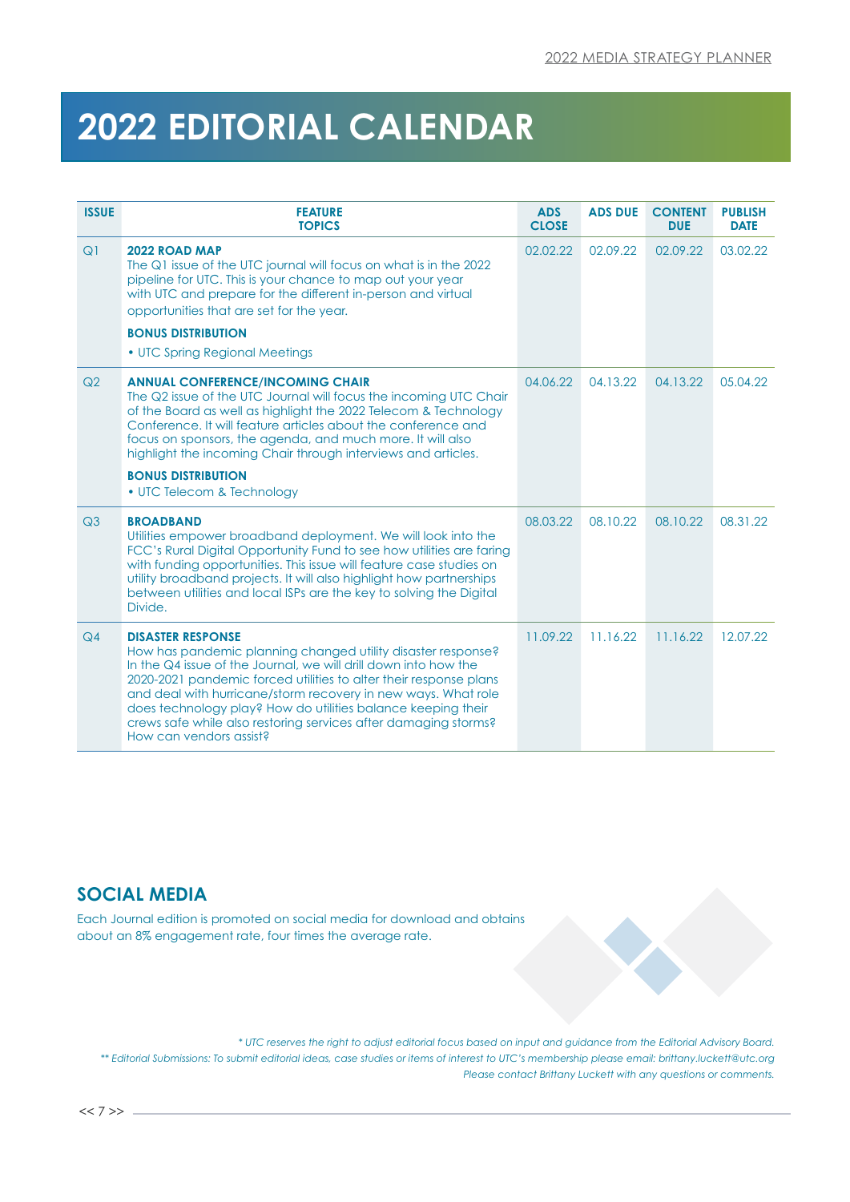# 2022 EDITORIAL CALENDAR

| ISSUE | FEATURE TOPICS | ADS CLOSE | ADS DUE | CONTENT DUE | PUBLISH DATE |
|---|---|---|---|---|---|
| Q1 | **2022 ROAD MAP** The Q1 issue of the UTC journal will focus on what is in the 2022 pipeline for UTC. This is your chance to map out your year with UTC and prepare for the different in-person and virtual opportunities that are set for the year. **BONUS DISTRIBUTION** • UTC Spring Regional Meetings | 02.02.22 | 02.09.22 | 02.09.22 | 03.02.22 |
| Q2 | **ANNUAL CONFERENCE/INCOMING CHAIR** The Q2 issue of the UTC Journal will focus the incoming UTC Chair of the Board as well as highlight the 2022 Telecom & Technology Conference. It will feature articles about the conference and focus on sponsors, the agenda, and much more. It will also highlight the incoming Chair through interviews and articles. **BONUS DISTRIBUTION** • UTC Telecom & Technology | 04.06.22 | 04.13.22 | 04.13.22 | 05.04.22 |
| Q3 | **BROADBAND** Utilities empower broadband deployment. We will look into the FCC's Rural Digital Opportunity Fund to see how utilities are faring with funding opportunities. This issue will feature case studies on utility broadband projects. It will also highlight how partnerships between utilities and local ISPs are the key to solving the Digital Divide. | 08.03.22 | 08.10.22 | 08.10.22 | 08.31.22 |
| Q4 | **DISASTER RESPONSE** How has pandemic planning changed utility disaster response? In the Q4 issue of the Journal, we will drill down into how the 2020-2021 pandemic forced utilities to alter their response plans and deal with hurricane/storm recovery in new ways. What role does technology play? How do utilities balance keeping their crews safe while also restoring services after damaging storms? How can vendors assist? | 11.09.22 | 11.16.22 | 11.16.22 | 12.07.22 |

## SOCIAL MEDIA

Each Journal edition is promoted on social media for download and obtains about an 8% engagement rate, four times the average rate.

*\* UTC reserves the right to adjust editorial focus based on input and guidance from the Editorial Advisory Board.*

*\*\* Editorial Submissions: To submit editorial ideas, case studies or items of interest to UTC's membership please email: brittany.luckett@utc.org*
*Please contact Brittany Luckett with any questions or comments.*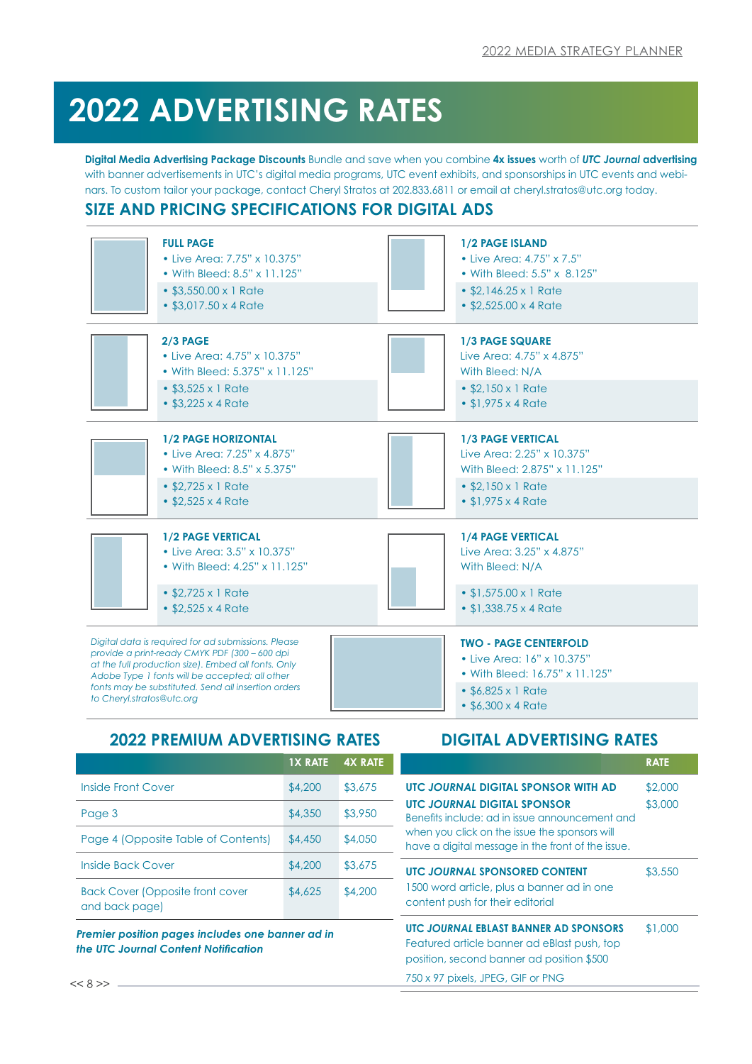# 2022 ADVERTISING RATES

**Digital Media Advertising Package Discounts** Bundle and save when you combine **4x issues** worth of ***UTC Journal* advertising** with banner advertisements in UTC's digital media programs, UTC event exhibits, and sponsorships in UTC events and webinars. To custom tailor your package, contact Cheryl Stratos at 202.833.6811 or email at cheryl.stratos@utc.org today.

## SIZE AND PRICING SPECIFICATIONS FOR DIGITAL ADS

**FULL PAGE**
- Live Area: 7.75" x 10.375"
- With Bleed: 8.5" x 11.125"
- $3,550.00 x 1 Rate
- $3,017.50 x 4 Rate

**1/2 PAGE ISLAND**
- Live Area: 4.75" x 7.5"
- With Bleed: 5.5" x 8.125"
- $2,146.25 x 1 Rate
- $2,525.00 x 4 Rate

**2/3 PAGE**
- Live Area: 4.75" x 10.375"
- With Bleed: 5.375" x 11.125"
- $3,525 x 1 Rate
- $3,225 x 4 Rate

**1/3 PAGE SQUARE**
Live Area: 4.75" x 4.875"
With Bleed: N/A
- $2,150 x 1 Rate
- $1,975 x 4 Rate

**1/2 PAGE HORIZONTAL**
- Live Area: 7.25" x 4.875"
- With Bleed: 8.5" x 5.375"
- $2,725 x 1 Rate
- $2,525 x 4 Rate

**1/3 PAGE VERTICAL**
Live Area: 2.25" x 10.375"
With Bleed: 2.875" x 11.125"
- $2,150 x 1 Rate
- $1,975 x 4 Rate

**1/2 PAGE VERTICAL**
- Live Area: 3.5" x 10.375"
- With Bleed: 4.25" x 11.125"
- $2,725 x 1 Rate
- $2,525 x 4 Rate

**1/4 PAGE VERTICAL**
Live Area: 3.25" x 4.875"
With Bleed: N/A
- $1,575.00 x 1 Rate
- $1,338.75 x 4 Rate

*Digital data is required for ad submissions. Please provide a print-ready CMYK PDF (300 – 600 dpi at the full production size). Embed all fonts. Only Adobe Type 1 fonts will be accepted; all other fonts may be substituted. Send all insertion orders to Cheryl.stratos@utc.org*

**TWO - PAGE CENTERFOLD**
- Live Area: 16" x 10.375"
- With Bleed: 16.75" x 11.125"
- $6,825 x 1 Rate
- $6,300 x 4 Rate

## 2022 PREMIUM ADVERTISING RATES

| | 1X RATE | 4X RATE |
|---|---|---|
| Inside Front Cover | $4,200 | $3,675 |
| Page 3 | $4,350 | $3,950 |
| Page 4 (Opposite Table of Contents) | $4,450 | $4,050 |
| Inside Back Cover | $4,200 | $3,675 |
| Back Cover (Opposite front cover and back page) | $4,625 | $4,200 |

***Premier position pages includes one banner ad in the UTC Journal Content Notification***

## DIGITAL ADVERTISING RATES

| | RATE |
|---|---|
| **UTC *JOURNAL* DIGITAL SPONSOR WITH AD** | $2,000 |
| **UTC *JOURNAL* DIGITAL SPONSOR** Benefits include: ad in issue announcement and when you click on the issue the sponsors will have a digital message in the front of the issue. | $3,000 |
| **UTC *JOURNAL* SPONSORED CONTENT** 1500 word article, plus a banner ad in one content push for their editorial | $3,550 |
| **UTC *JOURNAL* EBLAST BANNER AD SPONSORS** Featured article banner ad eBlast push, top position, second banner ad position $500<br>750 x 97 pixels, JPEG, GIF or PNG | $1,000 |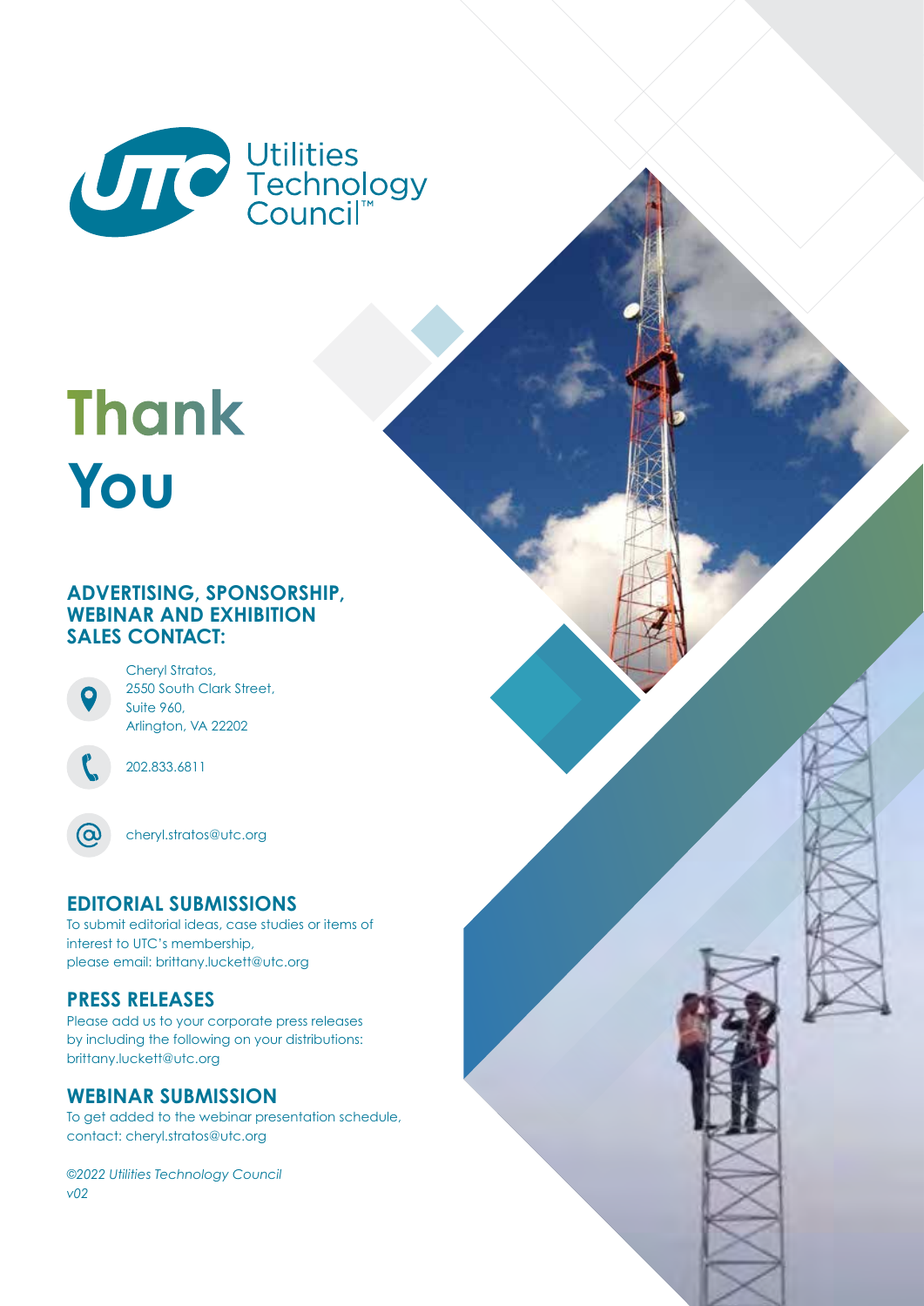Utilities Technology Council™

# Thank You

## ADVERTISING, SPONSORSHIP, WEBINAR AND EXHIBITION SALES CONTACT:

Cheryl Stratos,
2550 South Clark Street,
Suite 960,
Arlington, VA 22202

202.833.6811

cheryl.stratos@utc.org

## EDITORIAL SUBMISSIONS

To submit editorial ideas, case studies or items of interest to UTC's membership, please email: brittany.luckett@utc.org

## PRESS RELEASES

Please add us to your corporate press releases by including the following on your distributions: brittany.luckett@utc.org

## WEBINAR SUBMISSION

To get added to the webinar presentation schedule, contact: cheryl.stratos@utc.org

*©2022 Utilities Technology Council*
*v02*